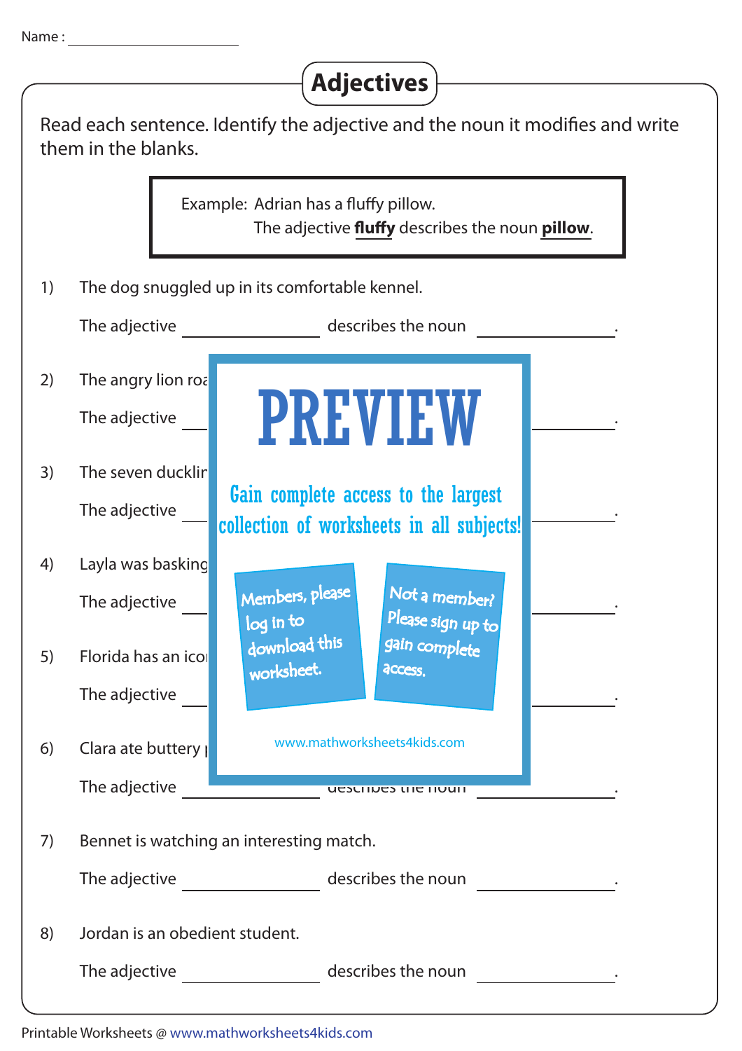Name : ____________________

# Adjectives

Read each sentence. Identify the adjective and the noun it modifies and write them in the blanks.

> Example: Adrian has a fluffy pillow.
> The adjective **fluffy** describes the noun **pillow**.

1) The dog snuggled up in its comfortable kennel.

   The adjective ______________ describes the noun ______________.

2) The angry lion roa

   The adjective ______________ ______________.

3) The seven ducklir

   The adjective ______________ ______________.

4) Layla was basking

   The adjective ______________ ______________.

5) Florida has an icor

   The adjective ______________ ______________.

6) Clara ate buttery

   The adjective ______________ describes the noun ______________.

PREVIEW

Gain complete access to the largest collection of worksheets in all subjects!

Members, please log in to download this worksheet.

Not a member? Please sign up to gain complete access.

www.mathworksheets4kids.com

7) Bennet is watching an interesting match.

   The adjective ______________ describes the noun ______________.

8) Jordan is an obedient student.

   The adjective ______________ describes the noun ______________.

Printable Worksheets @ www.mathworksheets4kids.com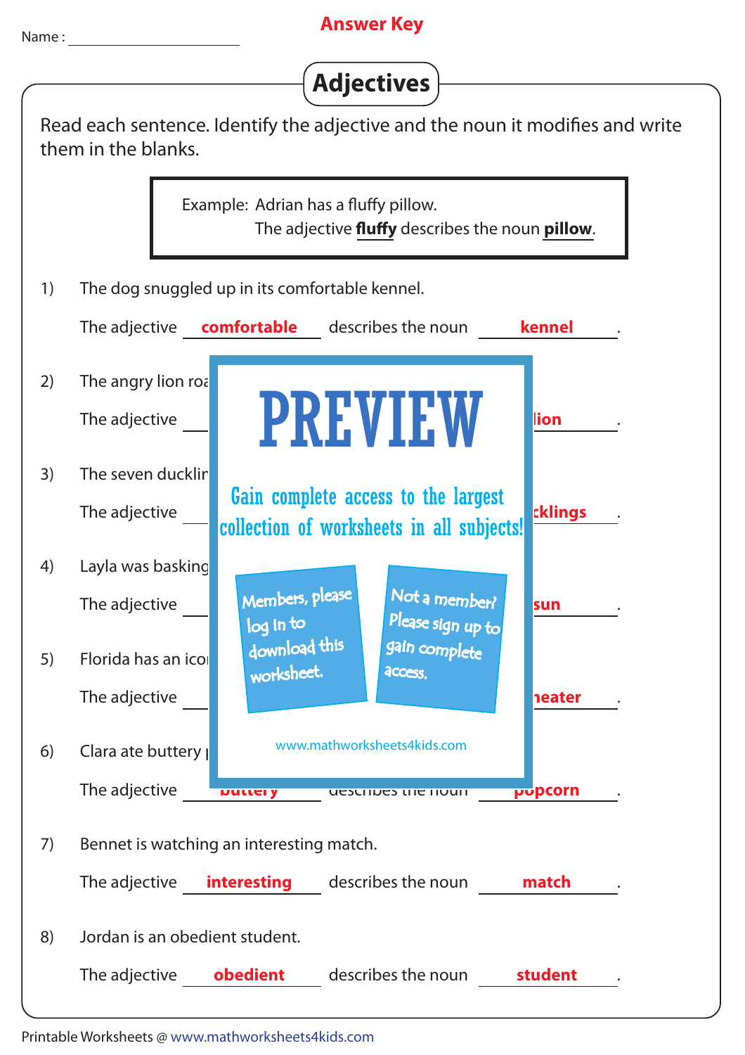Name : ____________________

**Answer Key**

# Adjectives

Read each sentence. Identify the adjective and the noun it modifies and write them in the blanks.

> Example: Adrian has a fluffy pillow.
> The adjective **fluffy** describes the noun **pillow**.

1) The dog snuggled up in its comfortable kennel.

The adjective **comfortable** describes the noun **kennel**.

2) The angry lion roa

The adjective ____ **lion**.

3) The seven ducklir

The adjective ____ **cklings**.

4) Layla was basking

The adjective ____ **sun**.

5) Florida has an icor

The adjective ____ **heater**.

6) Clara ate buttery p

The adjective **buttery** describes the noun **popcorn**.

7) Bennet is watching an interesting match.

The adjective **interesting** describes the noun **match**.

8) Jordan is an obedient student.

The adjective **obedient** describes the noun **student**.

PREVIEW

Gain complete access to the largest collection of worksheets in all subjects!

Members, please log in to download this worksheet.

Not a member? Please sign up to gain complete access.

www.mathworksheets4kids.com

Printable Worksheets @ www.mathworksheets4kids.com